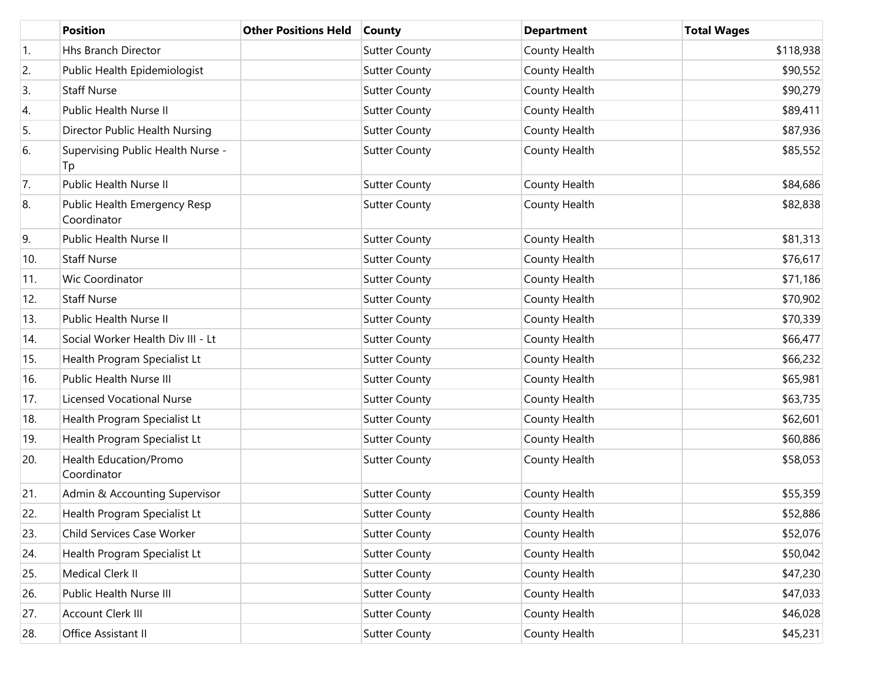| | Position | Other Positions Held | County | Department | Total Wages |
|---|---|---|---|---|---|
| 1. | Hhs Branch Director | | Sutter County | County Health | $118,938 |
| 2. | Public Health Epidemiologist | | Sutter County | County Health | $90,552 |
| 3. | Staff Nurse | | Sutter County | County Health | $90,279 |
| 4. | Public Health Nurse II | | Sutter County | County Health | $89,411 |
| 5. | Director Public Health Nursing | | Sutter County | County Health | $87,936 |
| 6. | Supervising Public Health Nurse - Tp | | Sutter County | County Health | $85,552 |
| 7. | Public Health Nurse II | | Sutter County | County Health | $84,686 |
| 8. | Public Health Emergency Resp Coordinator | | Sutter County | County Health | $82,838 |
| 9. | Public Health Nurse II | | Sutter County | County Health | $81,313 |
| 10. | Staff Nurse | | Sutter County | County Health | $76,617 |
| 11. | Wic Coordinator | | Sutter County | County Health | $71,186 |
| 12. | Staff Nurse | | Sutter County | County Health | $70,902 |
| 13. | Public Health Nurse II | | Sutter County | County Health | $70,339 |
| 14. | Social Worker Health Div III - Lt | | Sutter County | County Health | $66,477 |
| 15. | Health Program Specialist Lt | | Sutter County | County Health | $66,232 |
| 16. | Public Health Nurse III | | Sutter County | County Health | $65,981 |
| 17. | Licensed Vocational Nurse | | Sutter County | County Health | $63,735 |
| 18. | Health Program Specialist Lt | | Sutter County | County Health | $62,601 |
| 19. | Health Program Specialist Lt | | Sutter County | County Health | $60,886 |
| 20. | Health Education/Promo Coordinator | | Sutter County | County Health | $58,053 |
| 21. | Admin & Accounting Supervisor | | Sutter County | County Health | $55,359 |
| 22. | Health Program Specialist Lt | | Sutter County | County Health | $52,886 |
| 23. | Child Services Case Worker | | Sutter County | County Health | $52,076 |
| 24. | Health Program Specialist Lt | | Sutter County | County Health | $50,042 |
| 25. | Medical Clerk II | | Sutter County | County Health | $47,230 |
| 26. | Public Health Nurse III | | Sutter County | County Health | $47,033 |
| 27. | Account Clerk III | | Sutter County | County Health | $46,028 |
| 28. | Office Assistant II | | Sutter County | County Health | $45,231 |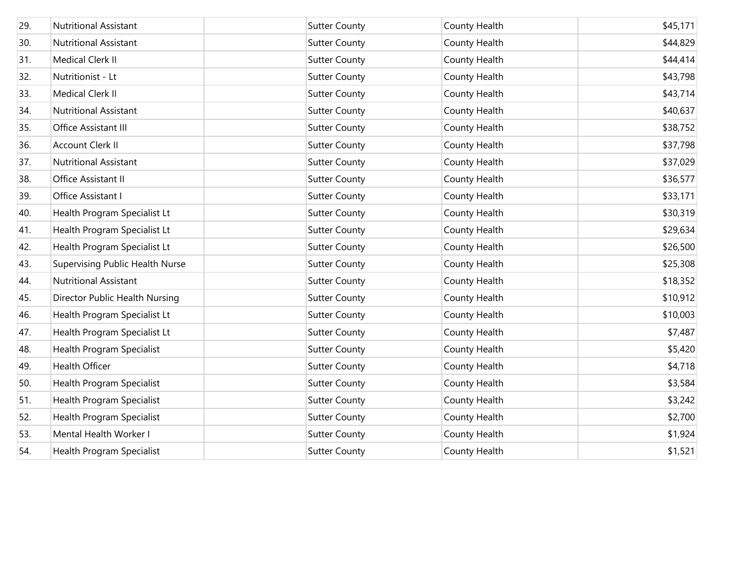| | | | | | |
|---|---|---|---|---|---|
| 29. | Nutritional Assistant | | Sutter County | County Health | $45,171 |
| 30. | Nutritional Assistant | | Sutter County | County Health | $44,829 |
| 31. | Medical Clerk II | | Sutter County | County Health | $44,414 |
| 32. | Nutritionist - Lt | | Sutter County | County Health | $43,798 |
| 33. | Medical Clerk II | | Sutter County | County Health | $43,714 |
| 34. | Nutritional Assistant | | Sutter County | County Health | $40,637 |
| 35. | Office Assistant III | | Sutter County | County Health | $38,752 |
| 36. | Account Clerk II | | Sutter County | County Health | $37,798 |
| 37. | Nutritional Assistant | | Sutter County | County Health | $37,029 |
| 38. | Office Assistant II | | Sutter County | County Health | $36,577 |
| 39. | Office Assistant I | | Sutter County | County Health | $33,171 |
| 40. | Health Program Specialist Lt | | Sutter County | County Health | $30,319 |
| 41. | Health Program Specialist Lt | | Sutter County | County Health | $29,634 |
| 42. | Health Program Specialist Lt | | Sutter County | County Health | $26,500 |
| 43. | Supervising Public Health Nurse | | Sutter County | County Health | $25,308 |
| 44. | Nutritional Assistant | | Sutter County | County Health | $18,352 |
| 45. | Director Public Health Nursing | | Sutter County | County Health | $10,912 |
| 46. | Health Program Specialist Lt | | Sutter County | County Health | $10,003 |
| 47. | Health Program Specialist Lt | | Sutter County | County Health | $7,487 |
| 48. | Health Program Specialist | | Sutter County | County Health | $5,420 |
| 49. | Health Officer | | Sutter County | County Health | $4,718 |
| 50. | Health Program Specialist | | Sutter County | County Health | $3,584 |
| 51. | Health Program Specialist | | Sutter County | County Health | $3,242 |
| 52. | Health Program Specialist | | Sutter County | County Health | $2,700 |
| 53. | Mental Health Worker I | | Sutter County | County Health | $1,924 |
| 54. | Health Program Specialist | | Sutter County | County Health | $1,521 |